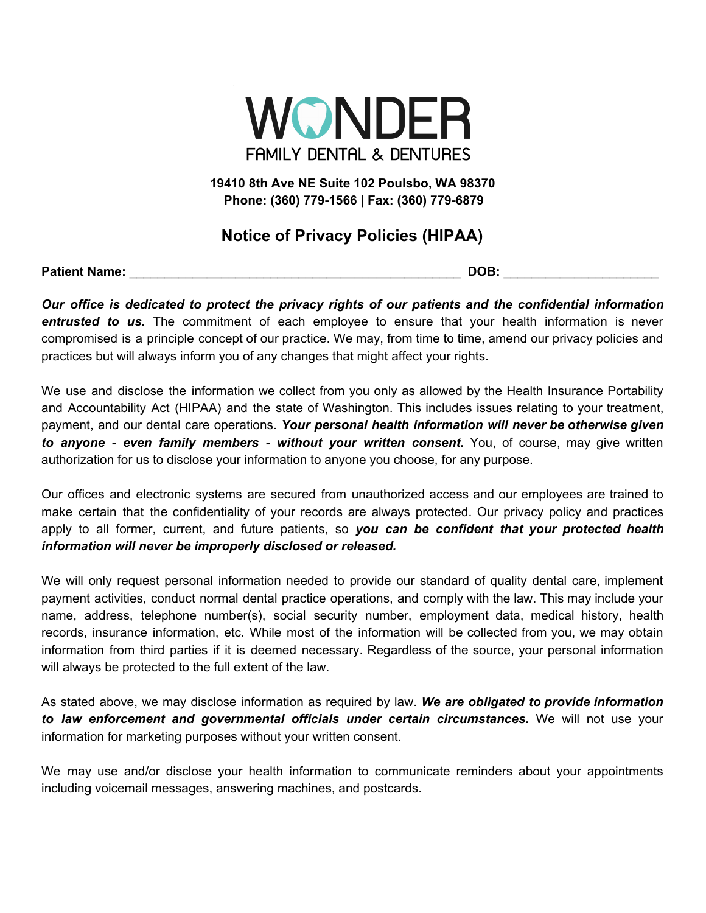# WONDER

FAMILY DENTAL & DENTURES

**19410 8th Ave NE Suite 102 Poulsbo, WA 98370**
**Phone: (360) 779-1566 | Fax: (360) 779-6879**

## Notice of Privacy Policies (HIPAA)

**Patient Name:** ________________________________________________ **DOB:** ______________________

***Our office is dedicated to protect the privacy rights of our patients and the confidential information entrusted to us.*** The commitment of each employee to ensure that your health information is never compromised is a principle concept of our practice. We may, from time to time, amend our privacy policies and practices but will always inform you of any changes that might affect your rights.

We use and disclose the information we collect from you only as allowed by the Health Insurance Portability and Accountability Act (HIPAA) and the state of Washington. This includes issues relating to your treatment, payment, and our dental care operations. ***Your personal health information will never be otherwise given to anyone - even family members - without your written consent.*** You, of course, may give written authorization for us to disclose your information to anyone you choose, for any purpose.

Our offices and electronic systems are secured from unauthorized access and our employees are trained to make certain that the confidentiality of your records are always protected. Our privacy policy and practices apply to all former, current, and future patients, so ***you can be confident that your protected health information will never be improperly disclosed or released.***

We will only request personal information needed to provide our standard of quality dental care, implement payment activities, conduct normal dental practice operations, and comply with the law. This may include your name, address, telephone number(s), social security number, employment data, medical history, health records, insurance information, etc. While most of the information will be collected from you, we may obtain information from third parties if it is deemed necessary. Regardless of the source, your personal information will always be protected to the full extent of the law.

As stated above, we may disclose information as required by law. ***We are obligated to provide information to law enforcement and governmental officials under certain circumstances.*** We will not use your information for marketing purposes without your written consent.

We may use and/or disclose your health information to communicate reminders about your appointments including voicemail messages, answering machines, and postcards.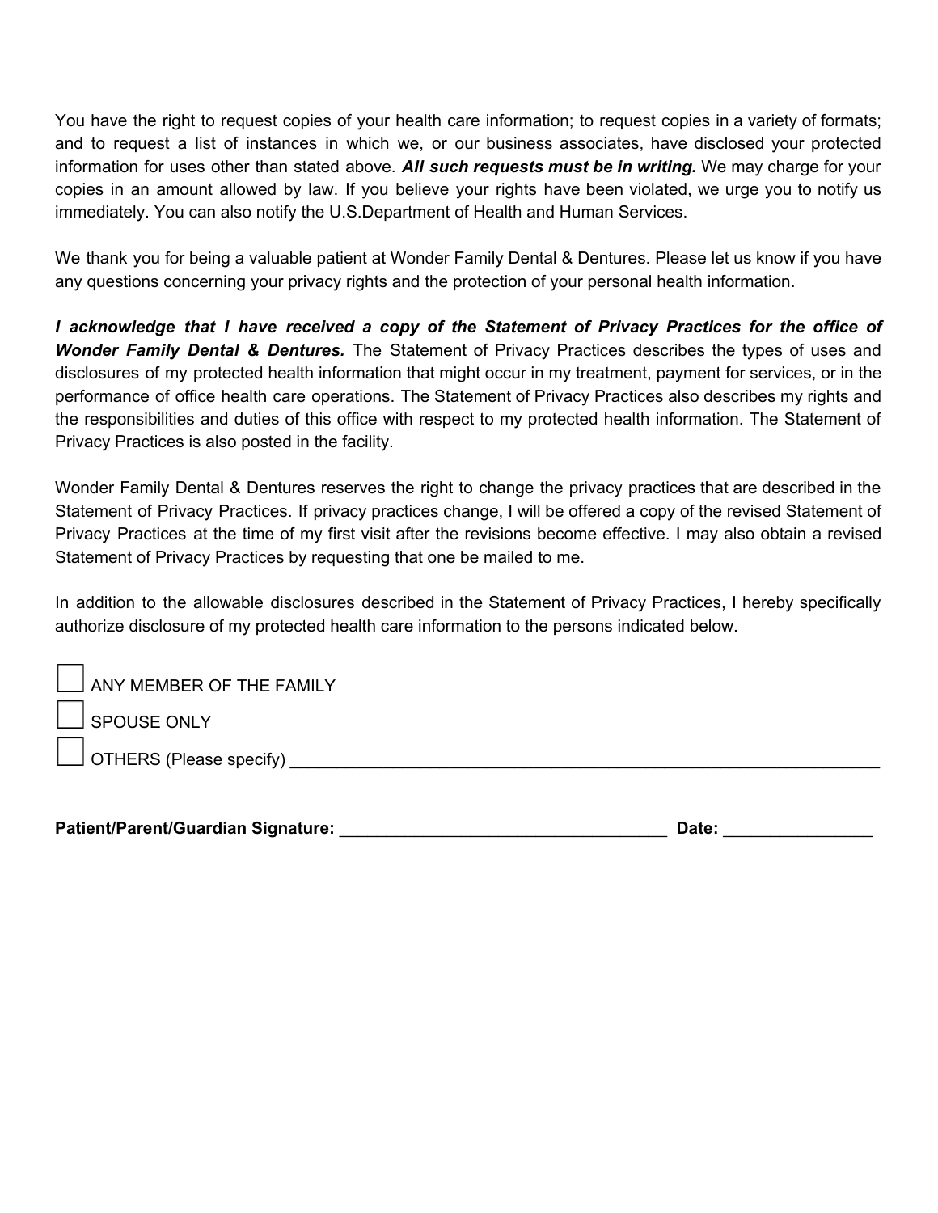You have the right to request copies of your health care information; to request copies in a variety of formats; and to request a list of instances in which we, or our business associates, have disclosed your protected information for uses other than stated above. ***All such requests must be in writing.*** We may charge for your copies in an amount allowed by law. If you believe your rights have been violated, we urge you to notify us immediately. You can also notify the U.S.Department of Health and Human Services.

We thank you for being a valuable patient at Wonder Family Dental & Dentures. Please let us know if you have any questions concerning your privacy rights and the protection of your personal health information.

***I acknowledge that I have received a copy of the Statement of Privacy Practices for the office of Wonder Family Dental & Dentures.*** The Statement of Privacy Practices describes the types of uses and disclosures of my protected health information that might occur in my treatment, payment for services, or in the performance of office health care operations. The Statement of Privacy Practices also describes my rights and the responsibilities and duties of this office with respect to my protected health information. The Statement of Privacy Practices is also posted in the facility.

Wonder Family Dental & Dentures reserves the right to change the privacy practices that are described in the Statement of Privacy Practices. If privacy practices change, I will be offered a copy of the revised Statement of Privacy Practices at the time of my first visit after the revisions become effective. I may also obtain a revised Statement of Privacy Practices by requesting that one be mailed to me.

In addition to the allowable disclosures described in the Statement of Privacy Practices, I hereby specifically authorize disclosure of my protected health care information to the persons indicated below.

- ☐ ANY MEMBER OF THE FAMILY
- ☐ SPOUSE ONLY
- ☐ OTHERS (Please specify) ________________________________________________________________

**Patient/Parent/Guardian Signature:** ____________________________________ **Date:** ________________